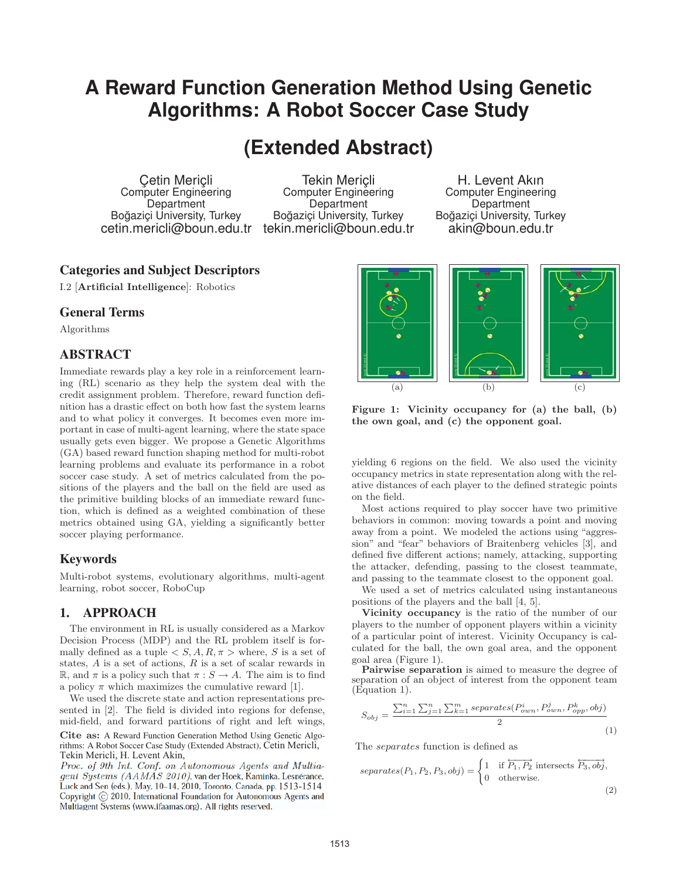# A Reward Function Generation Method Using Genetic Algorithms: A Robot Soccer Case Study

## (Extended Abstract)

Çetin Meriçli
Computer Engineering Department
Boğaziçi University, Turkey
cetin.mericli@boun.edu.tr

Tekin Meriçli
Computer Engineering Department
Boğaziçi University, Turkey
tekin.mericli@boun.edu.tr

H. Levent Akın
Computer Engineering Department
Boğaziçi University, Turkey
akin@boun.edu.tr

## Categories and Subject Descriptors

I.2 [**Artificial Intelligence**]: Robotics

## General Terms

Algorithms

## ABSTRACT

Immediate rewards play a key role in a reinforcement learning (RL) scenario as they help the system deal with the credit assignment problem. Therefore, reward function definition has a drastic effect on both how fast the system learns and to what policy it converges. It becomes even more important in case of multi-agent learning, where the state space usually gets even bigger. We propose a Genetic Algorithms (GA) based reward function shaping method for multi-robot learning problems and evaluate its performance in a robot soccer case study. A set of metrics calculated from the positions of the players and the ball on the field are used as the primitive building blocks of an immediate reward function, which is defined as a weighted combination of these metrics obtained using GA, yielding a significantly better soccer playing performance.

## Keywords

Multi-robot systems, evolutionary algorithms, multi-agent learning, robot soccer, RoboCup

## 1. APPROACH

The environment in RL is usually considered as a Markov Decision Process (MDP) and the RL problem itself is formally defined as a tuple $< S, A, R, \pi >$ where, $S$ is a set of states, $A$ is a set of actions, $R$ is a set of scalar rewards in $\mathbb{R}$, and $\pi$ is a policy such that $\pi : S \rightarrow A$. The aim is to find a policy $\pi$ which maximizes the cumulative reward [1].

We used the discrete state and action representations presented in [2]. The field is divided into regions for defense, mid-field, and forward partitions of right and left wings, yielding 6 regions on the field. We also used the vicinity occupancy metrics in state representation along with the relative distances of each player to the defined strategic points on the field.

Most actions required to play soccer have two primitive behaviors in common: moving towards a point and moving away from a point. We modeled the actions using "aggression" and "fear" behaviors of Braitenberg vehicles [3], and defined five different actions; namely, attacking, supporting the attacker, defending, passing to the closest teammate, and passing to the teammate closest to the opponent goal.

We used a set of metrics calculated using instantaneous positions of the players and the ball [4, 5].

**Vicinity occupancy** is the ratio of the number of our players to the number of opponent players within a vicinity of a particular point of interest. Vicinity Occupancy is calculated for the ball, the own goal area, and the opponent goal area (Figure 1).

Figure 1: Vicinity occupancy for (a) the ball, (b) the own goal, and (c) the opponent goal.

**Pairwise separation** is aimed to measure the degree of separation of an object of interest from the opponent team (Equation 1).

$$S_{obj} = \frac{\sum_{i=1}^{n}\sum_{j=1}^{n}\sum_{k=1}^{m} separates(P_{own}^{i}, P_{own}^{j}, P_{opp}^{k}, obj)}{2} \tag{1}$$

The *separates* function is defined as

$$separates(P_1, P_2, P_3, obj) = \begin{cases} 1 & \text{if } \overleftrightarrow{P_1, P_2} \text{ intersects } \overleftrightarrow{P_3, obj}, \\ 0 & \text{otherwise.} \end{cases} \tag{2}$$

**Cite as:** A Reward Function Generation Method Using Genetic Algorithms: A Robot Soccer Case Study (Extended Abstract), Cetin Mericli, Tekin Mericli, H. Levent Akin, *Proc. of 9th Int. Conf. on Autonomous Agents and Multiagent Systems (AAMAS 2010)*, van der Hoek, Kaminka, Lespérance, Luck and Sen (eds.), May, 10–14, 2010, Toronto, Canada, pp. 1513-1514
Copyright © 2010, International Foundation for Autonomous Agents and Multiagent Systems (www.ifaamas.org). All rights reserved.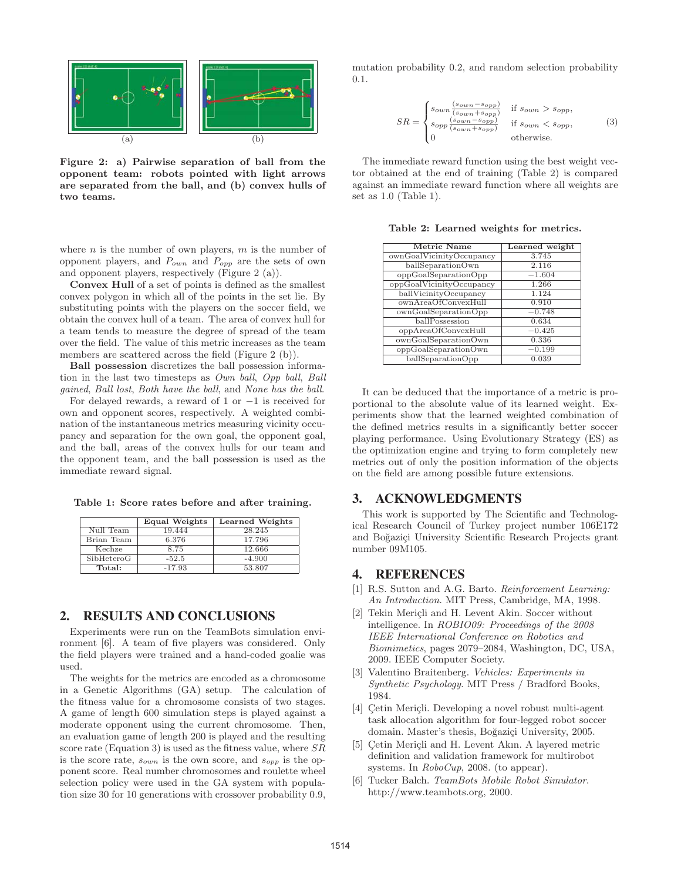Figure 2: a) Pairwise separation of ball from the opponent team: robots pointed with light arrows are separated from the ball, and (b) convex hulls of two teams.

where $n$ is the number of own players, $m$ is the number of opponent players, and $P_{own}$ and $P_{opp}$ are the sets of own and opponent players, respectively (Figure 2 (a)).

**Convex Hull** of a set of points is defined as the smallest convex polygon in which all of the points in the set lie. By substituting points with the players on the soccer field, we obtain the convex hull of a team. The area of convex hull for a team tends to measure the degree of spread of the team over the field. The value of this metric increases as the team members are scattered across the field (Figure 2 (b)).

**Ball possession** discretizes the ball possession information in the last two timesteps as *Own ball*, *Opp ball*, *Ball gained*, *Ball lost*, *Both have the ball*, and *None has the ball*.

For delayed rewards, a reward of 1 or −1 is received for own and opponent scores, respectively. A weighted combination of the instantaneous metrics measuring vicinity occupancy and separation for the own goal, the opponent goal, and the ball, areas of the convex hulls for our team and the opponent team, and the ball possession is used as the immediate reward signal.

**Table 1: Score rates before and after training.**

| | Equal Weights | Learned Weights |
|---|---|---|
| Null Team | 19.444 | 28.245 |
| Brian Team | 6.376 | 17.796 |
| Kechze | 8.75 | 12.666 |
| SibHeteroG | -52.5 | -4.900 |
| **Total:** | -17.93 | 53.807 |

## 2. RESULTS AND CONCLUSIONS

Experiments were run on the TeamBots simulation environment [6]. A team of five players was considered. Only the field players were trained and a hand-coded goalie was used.

The weights for the metrics are encoded as a chromosome in a Genetic Algorithms (GA) setup. The calculation of the fitness value for a chromosome consists of two stages. A game of length 600 simulation steps is played against a moderate opponent using the current chromosome. Then, an evaluation game of length 200 is played and the resulting score rate (Equation 3) is used as the fitness value, where $SR$ is the score rate, $s_{own}$ is the own score, and $s_{opp}$ is the opponent score. Real number chromosomes and roulette wheel selection policy were used in the GA system with population size 30 for 10 generations with crossover probability 0.9, mutation probability 0.2, and random selection probability 0.1.

$$SR = \begin{cases} s_{own}\frac{(s_{own}-s_{opp})}{(s_{own}+s_{opp})} & \text{if } s_{own} > s_{opp}, \\ s_{opp}\frac{(s_{own}-s_{opp})}{(s_{own}+s_{opp})} & \text{if } s_{own} < s_{opp}, \\ 0 & \text{otherwise.} \end{cases} \quad (3)$$

The immediate reward function using the best weight vector obtained at the end of training (Table 2) is compared against an immediate reward function where all weights are set as 1.0 (Table 1).

**Table 2: Learned weights for metrics.**

| Metric Name | Learned weight |
|---|---|
| ownGoalVicinityOccupancy | 3.745 |
| ballSeparationOwn | 2.116 |
| oppGoalSeparationOpp | −1.604 |
| oppGoalVicinityOccupancy | 1.266 |
| ballVicinityOccupancy | 1.124 |
| ownAreaOfConvexHull | 0.910 |
| ownGoalSeparationOpp | −0.748 |
| ballPossession | 0.634 |
| oppAreaOfConvexHull | −0.425 |
| ownGoalSeparationOwn | 0.336 |
| oppGoalSeparationOwn | −0.199 |
| ballSeparationOpp | 0.039 |

It can be deduced that the importance of a metric is proportional to the absolute value of its learned weight. Experiments show that the learned weighted combination of the defined metrics results in a significantly better soccer playing performance. Using Evolutionary Strategy (ES) as the optimization engine and trying to form completely new metrics out of only the position information of the objects on the field are among possible future extensions.

## 3. ACKNOWLEDGMENTS

This work is supported by The Scientific and Technological Research Council of Turkey project number 106E172 and Boğaziçi University Scientific Research Projects grant number 09M105.

## 4. REFERENCES

[1] R.S. Sutton and A.G. Barto. *Reinforcement Learning: An Introduction*. MIT Press, Cambridge, MA, 1998.

[2] Tekin Meriçli and H. Levent Akin. Soccer without intelligence. In *ROBIO09: Proceedings of the 2008 IEEE International Conference on Robotics and Biomimetics*, pages 2079–2084, Washington, DC, USA, 2009. IEEE Computer Society.

[3] Valentino Braitenberg. *Vehicles: Experiments in Synthetic Psychology*. MIT Press / Bradford Books, 1984.

[4] Çetin Meriçli. Developing a novel robust multi-agent task allocation algorithm for four-legged robot soccer domain. Master's thesis, Boğaziçi University, 2005.

[5] Çetin Meriçli and H. Levent Akın. A layered metric definition and validation framework for multirobot systems. In *RoboCup*, 2008. (to appear).

[6] Tucker Balch. *TeamBots Mobile Robot Simulator*. http://www.teambots.org, 2000.